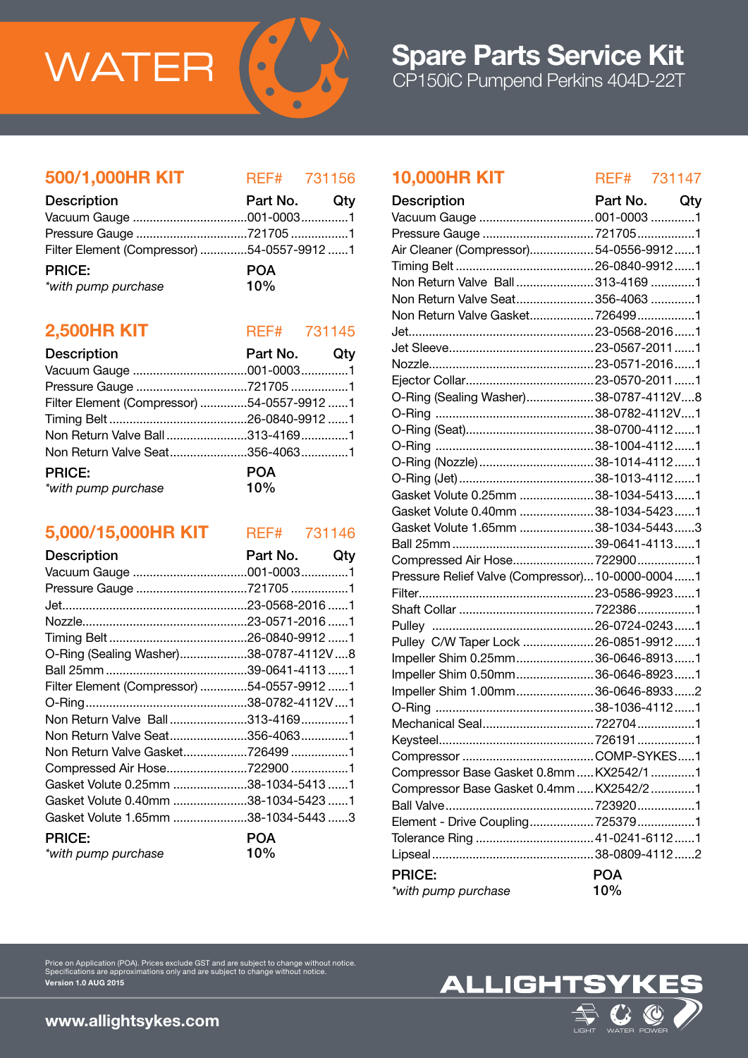# WATER

# Spare Parts Service Kit

CP150iC Pumpend Perkins 404D-22T

## 500/1,000HR KIT — REF# 731156

| Description | Part No. | Qty |
|---|---|---|
| Vacuum Gauge | 001-0003 | 1 |
| Pressure Gauge | 721705 | 1 |
| Filter Element (Compressor) | 54-0557-9912 | 1 |

**PRICE:** POA
*\*with pump purchase* 10%

## 2,500HR KIT — REF# 731145

| Description | Part No. | Qty |
|---|---|---|
| Vacuum Gauge | 001-0003 | 1 |
| Pressure Gauge | 721705 | 1 |
| Filter Element (Compressor) | 54-0557-9912 | 1 |
| Timing Belt | 26-0840-9912 | 1 |
| Non Return Valve Ball | 313-4169 | 1 |
| Non Return Valve Seat | 356-4063 | 1 |

**PRICE:** POA
*\*with pump purchase* 10%

## 5,000/15,000HR KIT — REF# 731146

| Description | Part No. | Qty |
|---|---|---|
| Vacuum Gauge | 001-0003 | 1 |
| Pressure Gauge | 721705 | 1 |
| Jet | 23-0568-2016 | 1 |
| Nozzle | 23-0571-2016 | 1 |
| Timing Belt | 26-0840-9912 | 1 |
| O-Ring (Sealing Washer) | 38-0787-4112V | 8 |
| Ball 25mm | 39-0641-4113 | 1 |
| Filter Element (Compressor) | 54-0557-9912 | 1 |
| O-Ring | 38-0782-4112V | 1 |
| Non Return Valve Ball | 313-4169 | 1 |
| Non Return Valve Seat | 356-4063 | 1 |
| Non Return Valve Gasket | 726499 | 1 |
| Compressed Air Hose | 722900 | 1 |
| Gasket Volute 0.25mm | 38-1034-5413 | 1 |
| Gasket Volute 0.40mm | 38-1034-5423 | 1 |
| Gasket Volute 1.65mm | 38-1034-5443 | 3 |

**PRICE:** POA
*\*with pump purchase* 10%

## 10,000HR KIT — REF# 731147

| Description | Part No. | Qty |
|---|---|---|
| Vacuum Gauge | 001-0003 | 1 |
| Pressure Gauge | 721705 | 1 |
| Air Cleaner (Compressor) | 54-0556-9912 | 1 |
| Timing Belt | 26-0840-9912 | 1 |
| Non Return Valve Ball | 313-4169 | 1 |
| Non Return Valve Seat | 356-4063 | 1 |
| Non Return Valve Gasket | 726499 | 1 |
| Jet | 23-0568-2016 | 1 |
| Jet Sleeve | 23-0567-2011 | 1 |
| Nozzle | 23-0571-2016 | 1 |
| Ejector Collar | 23-0570-2011 | 1 |
| O-Ring (Sealing Washer) | 38-0787-4112V | 8 |
| O-Ring | 38-0782-4112V | 1 |
| O-Ring (Seat) | 38-0700-4112 | 1 |
| O-Ring | 38-1004-4112 | 1 |
| O-Ring (Nozzle) | 38-1014-4112 | 1 |
| O-Ring (Jet) | 38-1013-4112 | 1 |
| Gasket Volute 0.25mm | 38-1034-5413 | 1 |
| Gasket Volute 0.40mm | 38-1034-5423 | 1 |
| Gasket Volute 1.65mm | 38-1034-5443 | 3 |
| Ball 25mm | 39-0641-4113 | 1 |
| Compressed Air Hose | 722900 | 1 |
| Pressure Relief Valve (Compressor) | 10-0000-0004 | 1 |
| Filter | 23-0586-9923 | 1 |
| Shaft Collar | 722386 | 1 |
| Pulley | 26-0724-0243 | 1 |
| Pulley C/W Taper Lock | 26-0851-9912 | 1 |
| Impeller Shim 0.25mm | 36-0646-8913 | 1 |
| Impeller Shim 0.50mm | 36-0646-8923 | 1 |
| Impeller Shim 1.00mm | 36-0646-8933 | 2 |
| O-Ring | 38-1036-4112 | 1 |
| Mechanical Seal | 722704 | 1 |
| Keysteel | 726191 | 1 |
| Compressor | COMP-SYKES | 1 |
| Compressor Base Gasket 0.8mm | KX2542/1 | 1 |
| Compressor Base Gasket 0.4mm | KX2542/2 | 1 |
| Ball Valve | 723920 | 1 |
| Element - Drive Coupling | 725379 | 1 |
| Tolerance Ring | 41-0241-6112 | 1 |
| Lipseal | 38-0809-4112 | 2 |

**PRICE:** POA
*\*with pump purchase* 10%

Price on Application (POA). Prices exclude GST and are subject to change without notice.
Specifications are approximations only and are subject to change without notice.
**Version 1.0 AUG 2015**

**www.allightsykes.com**

ALLIGHTSYKES — LIGHT WATER POWER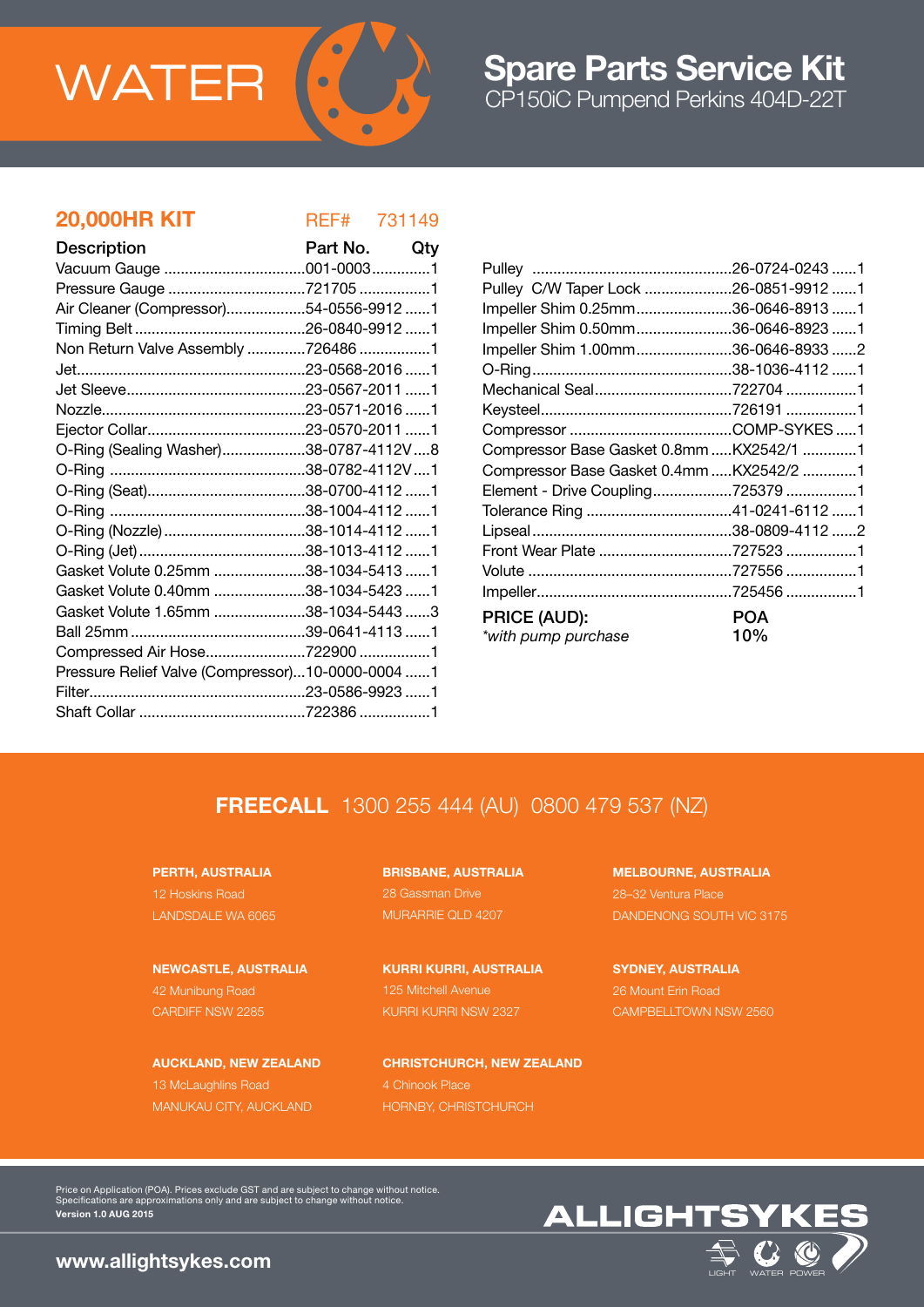# Spare Parts Service Kit

CP150iC Pumpend Perkins 404D-22T

## 20,000HR KIT REF# 731149

| Description | Part No. | Qty |
| --- | --- | --- |
| Vacuum Gauge | 001-0003 | 1 |
| Pressure Gauge | 721705 | 1 |
| Air Cleaner (Compressor) | 54-0556-9912 | 1 |
| Timing Belt | 26-0840-9912 | 1 |
| Non Return Valve Assembly | 726486 | 1 |
| Jet | 23-0568-2016 | 1 |
| Jet Sleeve | 23-0567-2011 | 1 |
| Nozzle | 23-0571-2016 | 1 |
| Ejector Collar | 23-0570-2011 | 1 |
| O-Ring (Sealing Washer) | 38-0787-4112V | 8 |
| O-Ring | 38-0782-4112V | 1 |
| O-Ring (Seat) | 38-0700-4112 | 1 |
| O-Ring | 38-1004-4112 | 1 |
| O-Ring (Nozzle) | 38-1014-4112 | 1 |
| O-Ring (Jet) | 38-1013-4112 | 1 |
| Gasket Volute 0.25mm | 38-1034-5413 | 1 |
| Gasket Volute 0.40mm | 38-1034-5423 | 1 |
| Gasket Volute 1.65mm | 38-1034-5443 | 3 |
| Ball 25mm | 39-0641-4113 | 1 |
| Compressed Air Hose | 722900 | 1 |
| Pressure Relief Valve (Compressor) | 10-0000-0004 | 1 |
| Filter | 23-0586-9923 | 1 |
| Shaft Collar | 722386 | 1 |
| Pulley | 26-0724-0243 | 1 |
| Pulley C/W Taper Lock | 26-0851-9912 | 1 |
| Impeller Shim 0.25mm | 36-0646-8913 | 1 |
| Impeller Shim 0.50mm | 36-0646-8923 | 1 |
| Impeller Shim 1.00mm | 36-0646-8933 | 2 |
| O-Ring | 38-1036-4112 | 1 |
| Mechanical Seal | 722704 | 1 |
| Keysteel | 726191 | 1 |
| Compressor | COMP-SYKES | 1 |
| Compressor Base Gasket 0.8mm | KX2542/1 | 1 |
| Compressor Base Gasket 0.4mm | KX2542/2 | 1 |
| Element - Drive Coupling | 725379 | 1 |
| Tolerance Ring | 41-0241-6112 | 1 |
| Lipseal | 38-0809-4112 | 2 |
| Front Wear Plate | 727523 | 1 |
| Volute | 727556 | 1 |
| Impeller | 725456 | 1 |

**PRICE (AUD):** **POA**

*\*with pump purchase* **10%**

**FREECALL** 1300 255 444 (AU) 0800 479 537 (NZ)

**PERTH, AUSTRALIA**
12 Hoskins Road
LANDSDALE WA 6065

**BRISBANE, AUSTRALIA**
28 Gassman Drive
MURARRIE QLD 4207

**MELBOURNE, AUSTRALIA**
28–32 Ventura Place
DANDENONG SOUTH VIC 3175

**NEWCASTLE, AUSTRALIA**
42 Munibung Road
CARDIFF NSW 2285

**KURRI KURRI, AUSTRALIA**
125 Mitchell Avenue
KURRI KURRI NSW 2327

**SYDNEY, AUSTRALIA**
26 Mount Erin Road
CAMPBELLTOWN NSW 2560

**AUCKLAND, NEW ZEALAND**
13 McLaughlins Road
MANUKAU CITY, AUCKLAND

**CHRISTCHURCH, NEW ZEALAND**
4 Chinook Place
HORNBY, CHRISTCHURCH

Price on Application (POA). Prices exclude GST and are subject to change without notice.
Specifications are approximations only and are subject to change without notice.
**Version 1.0 AUG 2015**

**www.allightsykes.com**